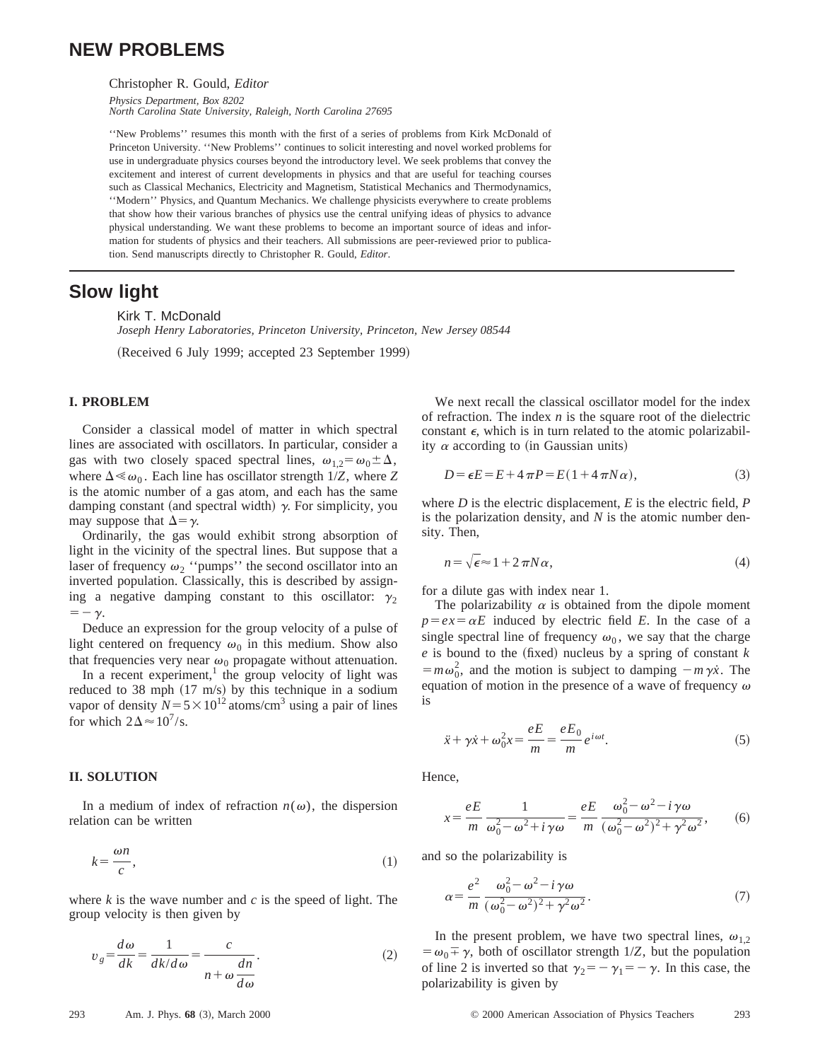# NEW PROBLEMS

Christopher R. Gould, *Editor*

*Physics Department, Box 8202*
*North Carolina State University, Raleigh, North Carolina 27695*

''New Problems'' resumes this month with the first of a series of problems from Kirk McDonald of Princeton University. ''New Problems'' continues to solicit interesting and novel worked problems for use in undergraduate physics courses beyond the introductory level. We seek problems that convey the excitement and interest of current developments in physics and that are useful for teaching courses such as Classical Mechanics, Electricity and Magnetism, Statistical Mechanics and Thermodynamics, ''Modern'' Physics, and Quantum Mechanics. We challenge physicists everywhere to create problems that show how their various branches of physics use the central unifying ideas of physics to advance physical understanding. We want these problems to become an important source of ideas and information for students of physics and their teachers. All submissions are peer-reviewed prior to publication. Send manuscripts directly to Christopher R. Gould, *Editor*.

## Slow light

Kirk T. McDonald
*Joseph Henry Laboratories, Princeton University, Princeton, New Jersey 08544*

(Received 6 July 1999; accepted 23 September 1999)

### I. PROBLEM

Consider a classical model of matter in which spectral lines are associated with oscillators. In particular, consider a gas with two closely spaced spectral lines, $\omega_{1,2}=\omega_0\pm\Delta$, where $\Delta\ll\omega_0$. Each line has oscillator strength $1/Z$, where $Z$ is the atomic number of a gas atom, and each has the same damping constant (and spectral width) $\gamma$. For simplicity, you may suppose that $\Delta=\gamma$.

Ordinarily, the gas would exhibit strong absorption of light in the vicinity of the spectral lines. But suppose that a laser of frequency $\omega_2$ ''pumps'' the second oscillator into an inverted population. Classically, this is described by assigning a negative damping constant to this oscillator: $\gamma_2=-\gamma$.

Deduce an expression for the group velocity of a pulse of light centered on frequency $\omega_0$ in this medium. Show also that frequencies very near $\omega_0$ propagate without attenuation.

In a recent experiment,[1] the group velocity of light was reduced to 38 mph (17 m/s) by this technique in a sodium vapor of density $N=5\times10^{12}$ atoms/cm$^3$ using a pair of lines for which $2\Delta\approx10^7$/s.

### II. SOLUTION

In a medium of index of refraction $n(\omega)$, the dispersion relation can be written

$$k=\frac{\omega n}{c},\tag{1}$$

where $k$ is the wave number and $c$ is the speed of light. The group velocity is then given by

$$v_g=\frac{d\omega}{dk}=\frac{1}{dk/d\omega}=\frac{c}{n+\omega\dfrac{dn}{d\omega}}.\tag{2}$$

We next recall the classical oscillator model for the index of refraction. The index $n$ is the square root of the dielectric constant $\epsilon$, which is in turn related to the atomic polarizability $\alpha$ according to (in Gaussian units)

$$D=\epsilon E=E+4\pi P=E(1+4\pi N\alpha),\tag{3}$$

where $D$ is the electric displacement, $E$ is the electric field, $P$ is the polarization density, and $N$ is the atomic number density. Then,

$$n=\sqrt{\epsilon}\approx1+2\pi N\alpha,\tag{4}$$

for a dilute gas with index near 1.

The polarizability $\alpha$ is obtained from the dipole moment $p=ex=\alpha E$ induced by electric field $E$. In the case of a single spectral line of frequency $\omega_0$, we say that the charge $e$ is bound to the (fixed) nucleus by a spring of constant $k=m\omega_0^2$, and the motion is subject to damping $-m\gamma\dot{x}$. The equation of motion in the presence of a wave of frequency $\omega$ is

$$\ddot{x}+\gamma\dot{x}+\omega_0^2x=\frac{eE}{m}=\frac{eE_0}{m}e^{i\omega t}.\tag{5}$$

Hence,

$$x=\frac{eE}{m}\frac{1}{\omega_0^2-\omega^2+i\gamma\omega}=\frac{eE}{m}\frac{\omega_0^2-\omega^2-i\gamma\omega}{(\omega_0^2-\omega^2)^2+\gamma^2\omega^2},\tag{6}$$

and so the polarizability is

$$\alpha=\frac{e^2}{m}\frac{\omega_0^2-\omega^2-i\gamma\omega}{(\omega_0^2-\omega^2)^2+\gamma^2\omega^2}.\tag{7}$$

In the present problem, we have two spectral lines, $\omega_{1,2}=\omega_0\mp\gamma$, both of oscillator strength $1/Z$, but the population of line 2 is inverted so that $\gamma_2=-\gamma_1=-\gamma$. In this case, the polarizability is given by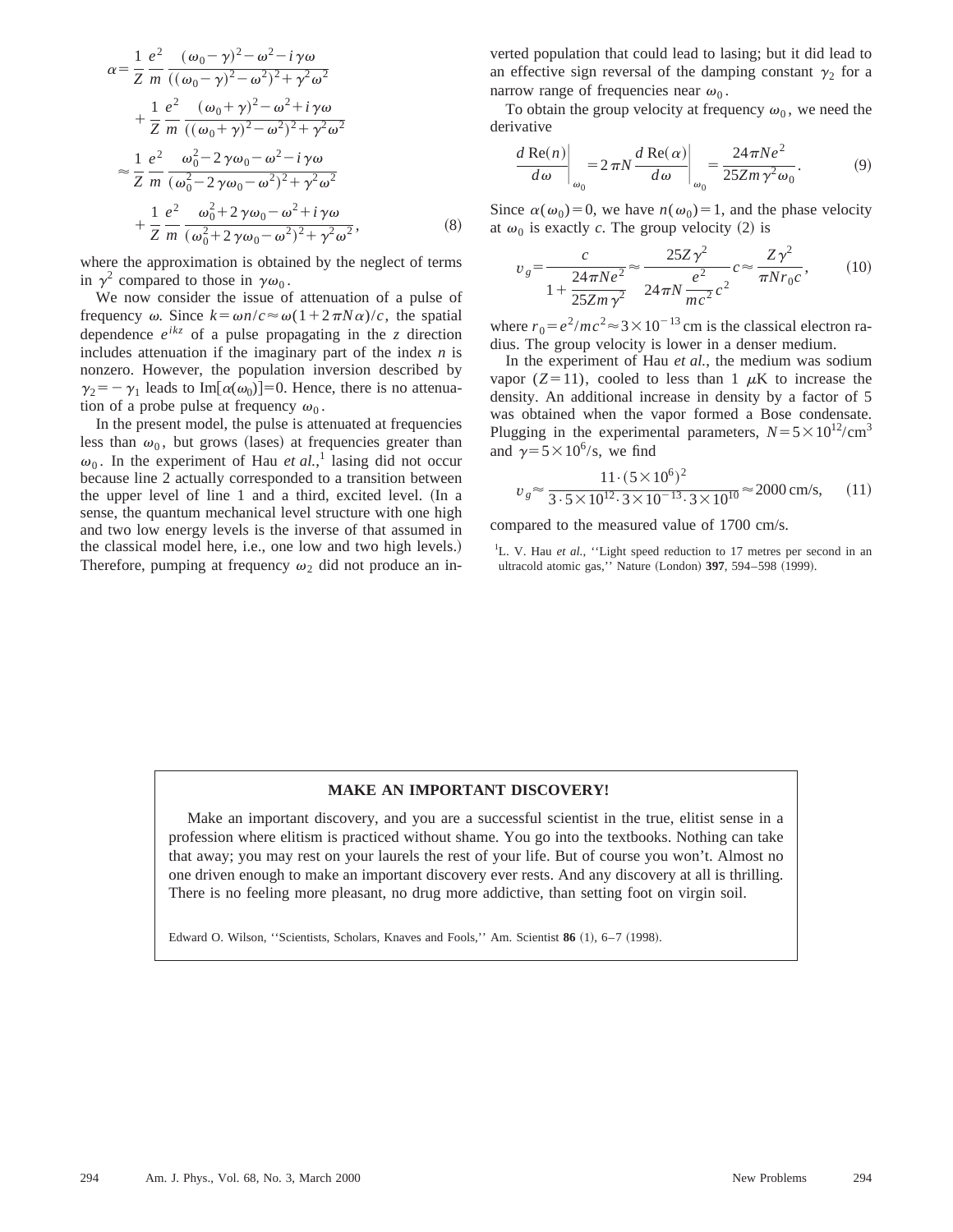$$\alpha = \frac{1}{Z}\frac{e^2}{m}\frac{(\omega_0-\gamma)^2-\omega^2-i\gamma\omega}{((\omega_0-\gamma)^2-\omega^2)^2+\gamma^2\omega^2} + \frac{1}{Z}\frac{e^2}{m}\frac{(\omega_0+\gamma)^2-\omega^2+i\gamma\omega}{((\omega_0+\gamma)^2-\omega^2)^2+\gamma^2\omega^2}$$
$$\approx \frac{1}{Z}\frac{e^2}{m}\frac{\omega_0^2-2\gamma\omega_0-\omega^2-i\gamma\omega}{(\omega_0^2-2\gamma\omega_0-\omega^2)^2+\gamma^2\omega^2} + \frac{1}{Z}\frac{e^2}{m}\frac{\omega_0^2+2\gamma\omega_0-\omega^2+i\gamma\omega}{(\omega_0^2+2\gamma\omega_0-\omega^2)^2+\gamma^2\omega^2}, \tag{8}$$

where the approximation is obtained by the neglect of terms in $\gamma^2$ compared to those in $\gamma\omega_0$.

We now consider the issue of attenuation of a pulse of frequency $\omega$. Since $k=\omega n/c \approx \omega(1+2\pi N\alpha)/c$, the spatial dependence $e^{ikz}$ of a pulse propagating in the $z$ direction includes attenuation if the imaginary part of the index $n$ is nonzero. However, the population inversion described by $\gamma_2=-\gamma_1$ leads to $\mathrm{Im}[\alpha(\omega_0)]=0$. Hence, there is no attenuation of a probe pulse at frequency $\omega_0$.

In the present model, the pulse is attenuated at frequencies less than $\omega_0$, but grows (lases) at frequencies greater than $\omega_0$. In the experiment of Hau *et al.*,[1] lasing did not occur because line 2 actually corresponded to a transition between the upper level of line 1 and a third, excited level. (In a sense, the quantum mechanical level structure with one high and two low energy levels is the inverse of that assumed in the classical model here, i.e., one low and two high levels.) Therefore, pumping at frequency $\omega_2$ did not produce an inverted population that could lead to lasing; but it did lead to an effective sign reversal of the damping constant $\gamma_2$ for a narrow range of frequencies near $\omega_0$.

To obtain the group velocity at frequency $\omega_0$, we need the derivative

$$\left.\frac{d\,\mathrm{Re}(n)}{d\omega}\right|_{\omega_0} = 2\pi N \left.\frac{d\,\mathrm{Re}(\alpha)}{d\omega}\right|_{\omega_0} = \frac{24\pi N e^2}{25 Z m \gamma^2 \omega_0}. \tag{9}$$

Since $\alpha(\omega_0)=0$, we have $n(\omega_0)=1$, and the phase velocity at $\omega_0$ is exactly $c$. The group velocity (2) is

$$v_g = \frac{c}{1+\dfrac{24\pi N e^2}{25 Z m\gamma^2}} \approx \frac{25 Z\gamma^2}{24\pi N \dfrac{e^2}{mc^2}c^2}c \approx \frac{Z\gamma^2}{\pi N r_0 c}, \tag{10}$$

where $r_0 = e^2/mc^2 \approx 3\times 10^{-13}$ cm is the classical electron radius. The group velocity is lower in a denser medium.

In the experiment of Hau *et al.*, the medium was sodium vapor ($Z=11$), cooled to less than 1 $\mu$K to increase the density. An additional increase in density by a factor of 5 was obtained when the vapor formed a Bose condensate. Plugging in the experimental parameters, $N=5\times 10^{12}/\mathrm{cm}^3$ and $\gamma = 5\times 10^6$/s, we find

$$v_g \approx \frac{11\cdot(5\times 10^6)^2}{3\cdot 5\times 10^{12}\cdot 3\times 10^{-13}\cdot 3\times 10^{10}} \approx 2000\ \mathrm{cm/s}, \tag{11}$$

compared to the measured value of 1700 cm/s.

[1] L. V. Hau *et al.*, ''Light speed reduction to 17 metres per second in an ultracold atomic gas,'' Nature (London) **397**, 594–598 (1999).

---

**MAKE AN IMPORTANT DISCOVERY!**

Make an important discovery, and you are a successful scientist in the true, elitist sense in a profession where elitism is practiced without shame. You go into the textbooks. Nothing can take that away; you may rest on your laurels the rest of your life. But of course you won't. Almost no one driven enough to make an important discovery ever rests. And any discovery at all is thrilling. There is no feeling more pleasant, no drug more addictive, than setting foot on virgin soil.

Edward O. Wilson, ''Scientists, Scholars, Knaves and Fools,'' Am. Scientist **86** (1), 6–7 (1998).